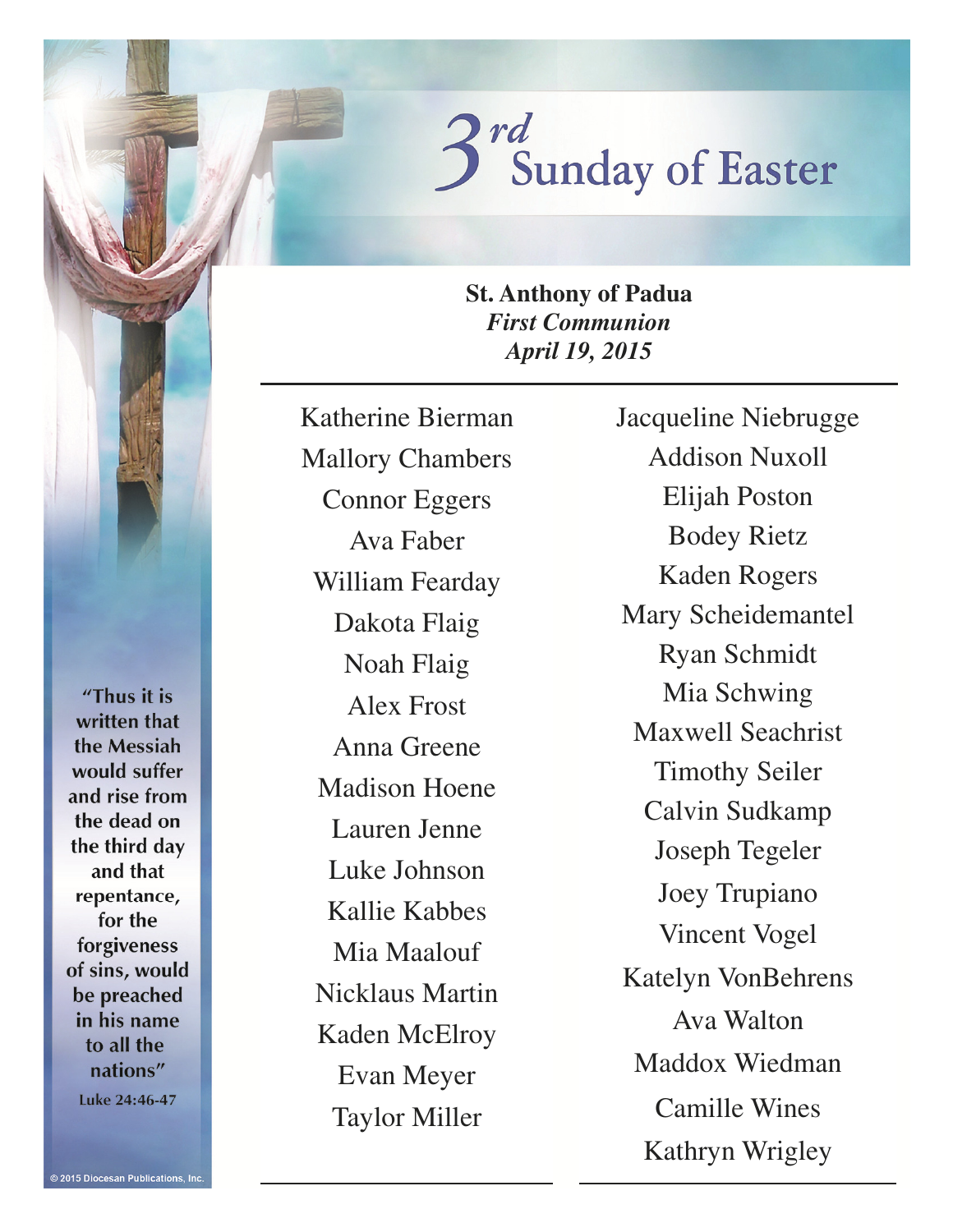# 3rd Sunday of Easter

**St. Anthony of Padua**
***First Communion***
***April 19, 2015***

Katherine Bierman
Mallory Chambers
Connor Eggers
Ava Faber
William Fearday
Dakota Flaig
Noah Flaig
Alex Frost
Anna Greene
Madison Hoene
Lauren Jenne
Luke Johnson
Kallie Kabbes
Mia Maalouf
Nicklaus Martin
Kaden McElroy
Evan Meyer
Taylor Miller
Jacqueline Niebrugge
Addison Nuxoll
Elijah Poston
Bodey Rietz
Kaden Rogers
Mary Scheidemantel
Ryan Schmidt
Mia Schwing
Maxwell Seachrist
Timothy Seiler
Calvin Sudkamp
Joseph Tegeler
Joey Trupiano
Vincent Vogel
Katelyn VonBehrens
Ava Walton
Maddox Wiedman
Camille Wines
Kathryn Wrigley

"Thus it is written that the Messiah would suffer and rise from the dead on the third day and that repentance, for the forgiveness of sins, would be preached in his name to all the nations"
Luke 24:46-47

© 2015 Diocesan Publications, Inc.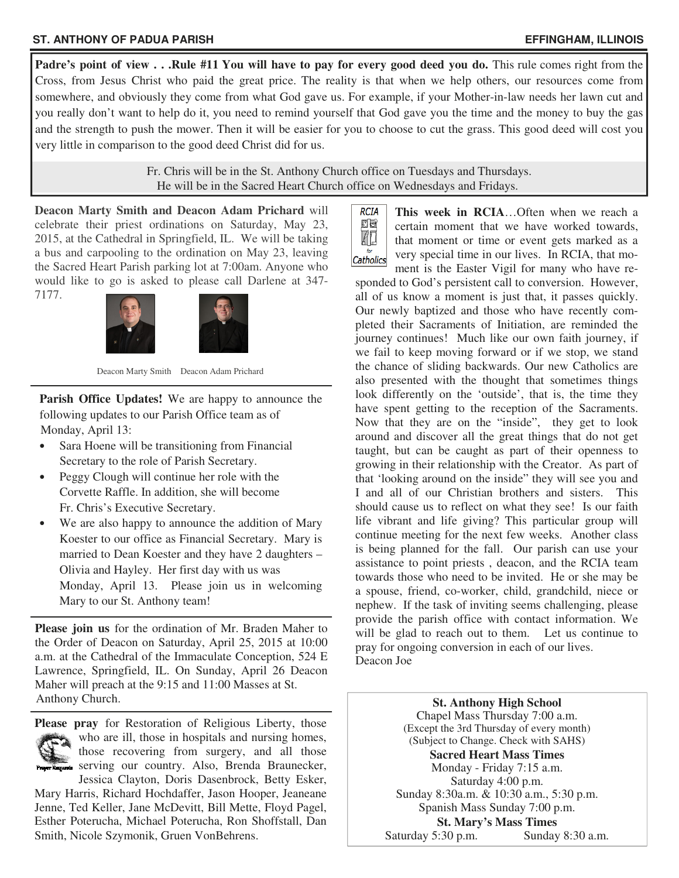**Padre's point of view . . .Rule #11 You will have to pay for every good deed you do.** This rule comes right from the Cross, from Jesus Christ who paid the great price. The reality is that when we help others, our resources come from somewhere, and obviously they come from what God gave us. For example, if your Mother-in-law needs her lawn cut and you really don't want to help do it, you need to remind yourself that God gave you the time and the money to buy the gas and the strength to push the mower. Then it will be easier for you to choose to cut the grass. This good deed will cost you very little in comparison to the good deed Christ did for us.

Fr. Chris will be in the St. Anthony Church office on Tuesdays and Thursdays.
He will be in the Sacred Heart Church office on Wednesdays and Fridays.

**Deacon Marty Smith and Deacon Adam Prichard** will celebrate their priest ordinations on Saturday, May 23, 2015, at the Cathedral in Springfield, IL. We will be taking a bus and carpooling to the ordination on May 23, leaving the Sacred Heart Parish parking lot at 7:00am. Anyone who would like to go is asked to please call Darlene at 347-7177.

Deacon Marty Smith Deacon Adam Prichard

**Parish Office Updates!** We are happy to announce the following updates to our Parish Office team as of Monday, April 13:

- Sara Hoene will be transitioning from Financial Secretary to the role of Parish Secretary.
- Peggy Clough will continue her role with the Corvette Raffle. In addition, she will become Fr. Chris's Executive Secretary.
- We are also happy to announce the addition of Mary Koester to our office as Financial Secretary. Mary is married to Dean Koester and they have 2 daughters – Olivia and Hayley. Her first day with us was Monday, April 13. Please join us in welcoming Mary to our St. Anthony team!

**Please join us** for the ordination of Mr. Braden Maher to the Order of Deacon on Saturday, April 25, 2015 at 10:00 a.m. at the Cathedral of the Immaculate Conception, 524 E Lawrence, Springfield, IL. On Sunday, April 26 Deacon Maher will preach at the 9:15 and 11:00 Masses at St. Anthony Church.

**Please pray** for Restoration of Religious Liberty, those who are ill, those in hospitals and nursing homes, those recovering from surgery, and all those serving our country. Also, Brenda Braunecker, Jessica Clayton, Doris Dasenbrock, Betty Esker, Mary Harris, Richard Hochdaffer, Jason Hooper, Jeaneane Jenne, Ted Keller, Jane McDevitt, Bill Mette, Floyd Pagel, Esther Poterucha, Michael Poterucha, Ron Shoffstall, Dan Smith, Nicole Szymonik, Gruen VonBehrens.

**This week in RCIA**…Often when we reach a certain moment that we have worked towards, that moment or time or event gets marked as a very special time in our lives. In RCIA, that moment is the Easter Vigil for many who have responded to God's persistent call to conversion. However, all of us know a moment is just that, it passes quickly. Our newly baptized and those who have recently completed their Sacraments of Initiation, are reminded the journey continues! Much like our own faith journey, if we fail to keep moving forward or if we stop, we stand the chance of sliding backwards. Our new Catholics are also presented with the thought that sometimes things look differently on the 'outside', that is, the time they have spent getting to the reception of the Sacraments. Now that they are on the "inside", they get to look around and discover all the great things that do not get taught, but can be caught as part of their openness to growing in their relationship with the Creator. As part of that 'looking around on the inside" they will see you and I and all of our Christian brothers and sisters. This should cause us to reflect on what they see! Is our faith life vibrant and life giving? This particular group will continue meeting for the next few weeks. Another class is being planned for the fall. Our parish can use your assistance to point priests , deacon, and the RCIA team towards those who need to be invited. He or she may be a spouse, friend, co-worker, child, grandchild, niece or nephew. If the task of inviting seems challenging, please provide the parish office with contact information. We will be glad to reach out to them. Let us continue to pray for ongoing conversion in each of our lives.
Deacon Joe

**St. Anthony High School**
Chapel Mass Thursday 7:00 a.m.
(Except the 3rd Thursday of every month)
(Subject to Change. Check with SAHS)

**Sacred Heart Mass Times**
Monday - Friday 7:15 a.m.
Saturday 4:00 p.m.
Sunday 8:30a.m. & 10:30 a.m., 5:30 p.m.
Spanish Mass Sunday 7:00 p.m.

**St. Mary's Mass Times**
Saturday 5:30 p.m. Sunday 8:30 a.m.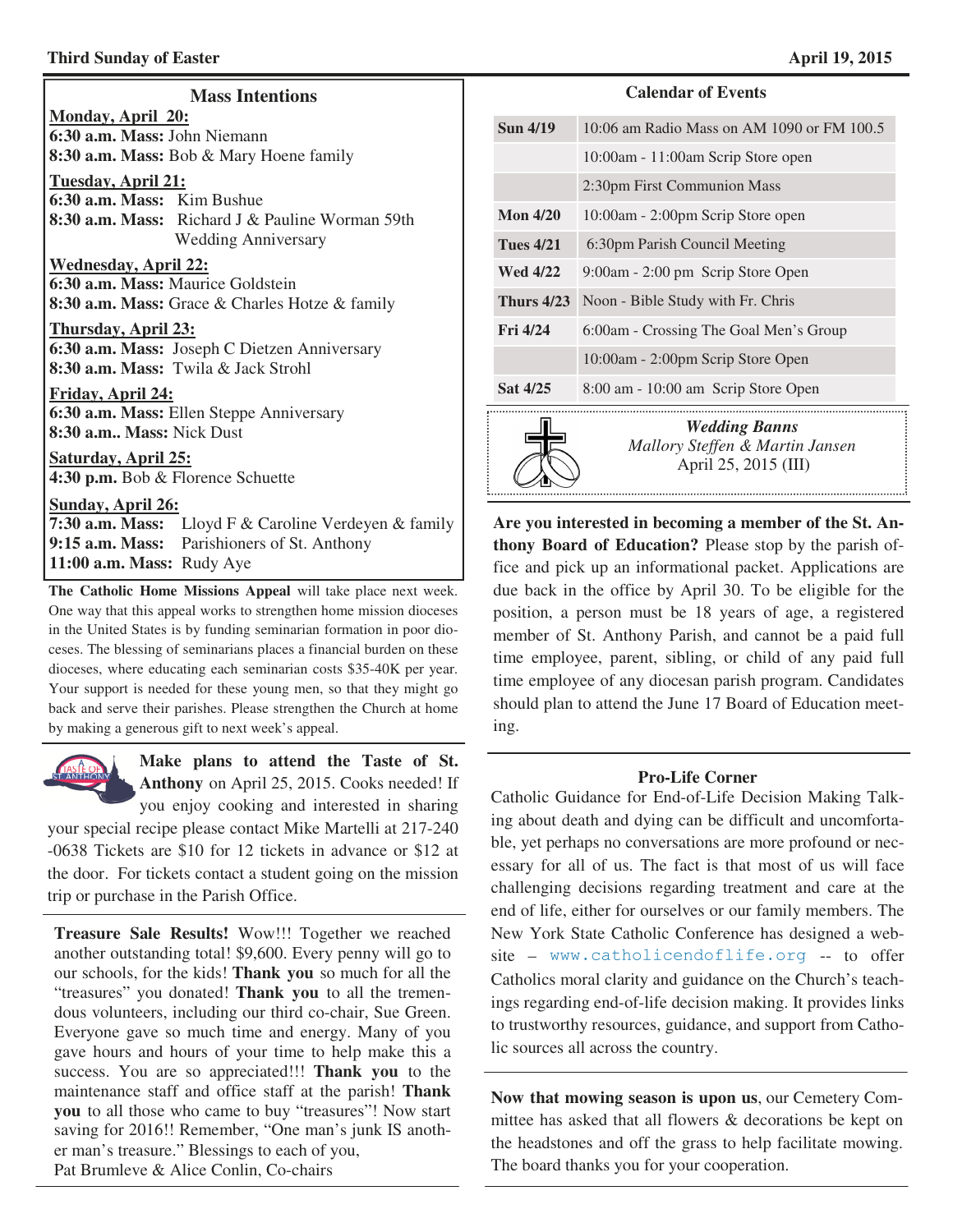## Mass Intentions

**Monday, April 20:**
**6:30 a.m. Mass:** John Niemann
**8:30 a.m. Mass:** Bob & Mary Hoene family

**Tuesday, April 21:**
**6:30 a.m. Mass:** Kim Bushue
**8:30 a.m. Mass:** Richard J & Pauline Worman 59th Wedding Anniversary

**Wednesday, April 22:**
**6:30 a.m. Mass:** Maurice Goldstein
**8:30 a.m. Mass:** Grace & Charles Hotze & family

**Thursday, April 23:**
**6:30 a.m. Mass:** Joseph C Dietzen Anniversary
**8:30 a.m. Mass:** Twila & Jack Strohl

**Friday, April 24:**
**6:30 a.m. Mass:** Ellen Steppe Anniversary
**8:30 a.m.. Mass:** Nick Dust

**Saturday, April 25:**
**4:30 p.m.** Bob & Florence Schuette

**Sunday, April 26:**
**7:30 a.m. Mass:** Lloyd F & Caroline Verdeyen & family
**9:15 a.m. Mass:** Parishioners of St. Anthony
**11:00 a.m. Mass:** Rudy Aye

**The Catholic Home Missions Appeal** will take place next week. One way that this appeal works to strengthen home mission dioceses in the United States is by funding seminarian formation in poor dioceses. The blessing of seminarians places a financial burden on these dioceses, where educating each seminarian costs $35-40K per year. Your support is needed for these young men, so that they might go back and serve their parishes. Please strengthen the Church at home by making a generous gift to next week's appeal.

**Make plans to attend the Taste of St. Anthony** on April 25, 2015. Cooks needed! If you enjoy cooking and interested in sharing your special recipe please contact Mike Martelli at 217-240-0638 Tickets are $10 for 12 tickets in advance or $12 at the door. For tickets contact a student going on the mission trip or purchase in the Parish Office.

**Treasure Sale Results!** Wow!!! Together we reached another outstanding total! $9,600. Every penny will go to our schools, for the kids! **Thank you** so much for all the "treasures" you donated! **Thank you** to all the tremendous volunteers, including our third co-chair, Sue Green. Everyone gave so much time and energy. Many of you gave hours and hours of your time to help make this a success. You are so appreciated!!! **Thank you** to the maintenance staff and office staff at the parish! **Thank you** to all those who came to buy "treasures"! Now start saving for 2016!! Remember, "One man's junk IS another man's treasure." Blessings to each of you,
Pat Brumleve & Alice Conlin, Co-chairs

## Calendar of Events

| | |
|---|---|
| **Sun 4/19** | 10:06 am Radio Mass on AM 1090 or FM 100.5 |
| | 10:00am - 11:00am Scrip Store open |
| | 2:30pm First Communion Mass |
| **Mon 4/20** | 10:00am - 2:00pm Scrip Store open |
| **Tues 4/21** | 6:30pm Parish Council Meeting |
| **Wed 4/22** | 9:00am - 2:00 pm Scrip Store Open |
| **Thurs 4/23** | Noon - Bible Study with Fr. Chris |
| **Fri 4/24** | 6:00am - Crossing The Goal Men's Group |
| | 10:00am - 2:00pm Scrip Store Open |
| **Sat 4/25** | 8:00 am - 10:00 am Scrip Store Open |

***Wedding Banns***
*Mallory Steffen & Martin Jansen*
April 25, 2015 (III)

**Are you interested in becoming a member of the St. Anthony Board of Education?** Please stop by the parish office and pick up an informational packet. Applications are due back in the office by April 30. To be eligible for the position, a person must be 18 years of age, a registered member of St. Anthony Parish, and cannot be a paid full time employee, parent, sibling, or child of any paid full time employee of any diocesan parish program. Candidates should plan to attend the June 17 Board of Education meeting.

### Pro-Life Corner

Catholic Guidance for End-of-Life Decision Making Talking about death and dying can be difficult and uncomfortable, yet perhaps no conversations are more profound or necessary for all of us. The fact is that most of us will face challenging decisions regarding treatment and care at the end of life, either for ourselves or our family members. The New York State Catholic Conference has designed a website – www.catholicendoflife.org -- to offer Catholics moral clarity and guidance on the Church's teachings regarding end-of-life decision making. It provides links to trustworthy resources, guidance, and support from Catholic sources all across the country.

**Now that mowing season is upon us**, our Cemetery Committee has asked that all flowers & decorations be kept on the headstones and off the grass to help facilitate mowing. The board thanks you for your cooperation.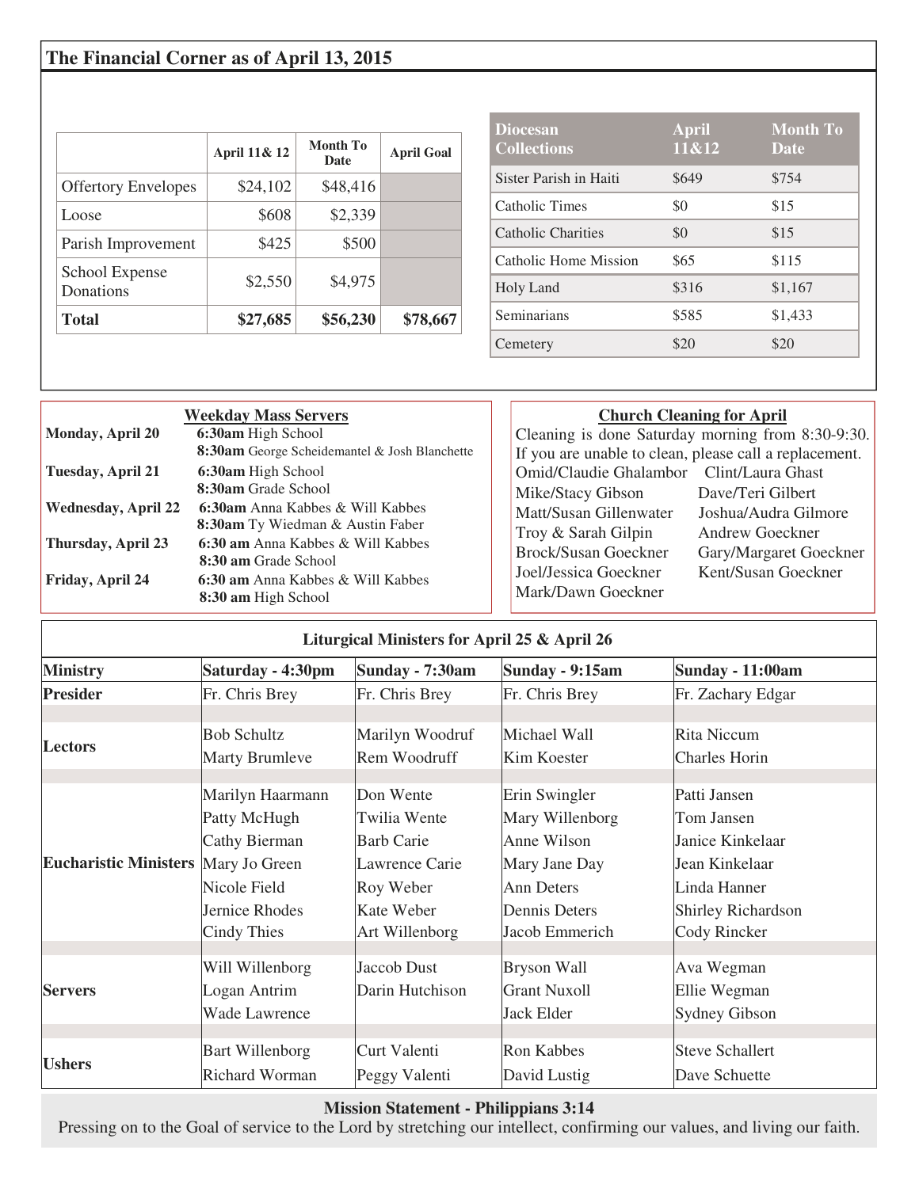## The Financial Corner as of April 13, 2015

| | April 11& 12 | Month To Date | April Goal |
|---|---|---|---|
| Offertory Envelopes | $24,102 | $48,416 | |
| Loose | $608 | $2,339 | |
| Parish Improvement | $425 | $500 | |
| School Expense Donations | $2,550 | $4,975 | |
| **Total** | **$27,685** | **$56,230** | **$78,667** |

| Diocesan Collections | April 11&12 | Month To Date |
|---|---|---|
| Sister Parish in Haiti | $649 | $754 |
| Catholic Times | $0 | $15 |
| Catholic Charities | $0 | $15 |
| Catholic Home Mission | $65 | $115 |
| Holy Land | $316 | $1,167 |
| Seminarians | $585 | $1,433 |
| Cemetery | $20 | $20 |

### Weekday Mass Servers

| | |
|---|---|
| **Monday, April 20** | **6:30am** High School<br>**8:30am** George Scheidemantel & Josh Blanchette |
| **Tuesday, April 21** | **6:30am** High School<br>**8:30am** Grade School |
| **Wednesday, April 22** | **6:30am** Anna Kabbes & Will Kabbes<br>**8:30am** Ty Wiedman & Austin Faber |
| **Thursday, April 23** | **6:30 am** Anna Kabbes & Will Kabbes<br>**8:30 am** Grade School |
| **Friday, April 24** | **6:30 am** Anna Kabbes & Will Kabbes<br>**8:30 am** High School |

### Church Cleaning for April

Cleaning is done Saturday morning from 8:30-9:30. If you are unable to clean, please call a replacement.

Omid/Claudie Ghalambor, Clint/Laura Ghast, Mike/Stacy Gibson, Dave/Teri Gilbert, Matt/Susan Gillenwater, Joshua/Audra Gilmore, Troy & Sarah Gilpin, Andrew Goeckner, Brock/Susan Goeckner, Gary/Margaret Goeckner, Joel/Jessica Goeckner, Kent/Susan Goeckner, Mark/Dawn Goeckner

### Liturgical Ministers for April 25 & April 26

| Ministry | Saturday - 4:30pm | Sunday - 7:30am | Sunday - 9:15am | Sunday - 11:00am |
|---|---|---|---|---|
| **Presider** | Fr. Chris Brey | Fr. Chris Brey | Fr. Chris Brey | Fr. Zachary Edgar |
| **Lectors** | Bob Schultz<br>Marty Brumleve | Marilyn Woodruf<br>Rem Woodruff | Michael Wall<br>Kim Koester | Rita Niccum<br>Charles Horin |
| **Eucharistic Ministers** | Marilyn Haarmann<br>Patty McHugh<br>Cathy Bierman<br>Mary Jo Green<br>Nicole Field<br>Jernice Rhodes<br>Cindy Thies | Don Wente<br>Twilia Wente<br>Barb Carie<br>Lawrence Carie<br>Roy Weber<br>Kate Weber<br>Art Willenborg | Erin Swingler<br>Mary Willenborg<br>Anne Wilson<br>Mary Jane Day<br>Ann Deters<br>Dennis Deters<br>Jacob Emmerich | Patti Jansen<br>Tom Jansen<br>Janice Kinkelaar<br>Jean Kinkelaar<br>Linda Hanner<br>Shirley Richardson<br>Cody Rincker |
| **Servers** | Will Willenborg<br>Logan Antrim<br>Wade Lawrence | Jaccob Dust<br>Darin Hutchison | Bryson Wall<br>Grant Nuxoll<br>Jack Elder | Ava Wegman<br>Ellie Wegman<br>Sydney Gibson |
| **Ushers** | Bart Willenborg<br>Richard Worman | Curt Valenti<br>Peggy Valenti | Ron Kabbes<br>David Lustig | Steve Schallert<br>Dave Schuette |

**Mission Statement - Philippians 3:14**

Pressing on to the Goal of service to the Lord by stretching our intellect, confirming our values, and living our faith.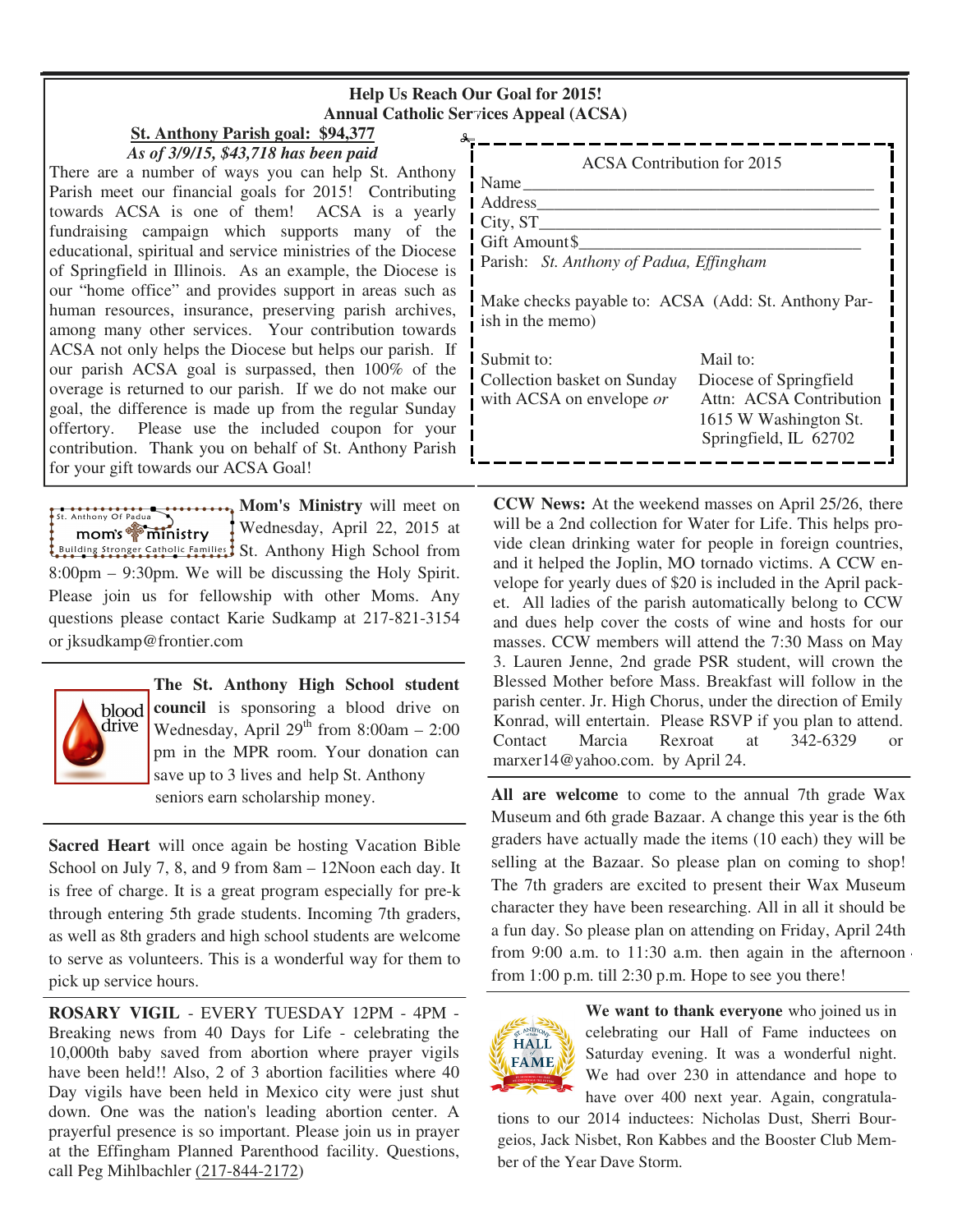## Help Us Reach Our Goal for 2015!
## Annual Catholic Services Appeal (ACSA)

**St. Anthony Parish goal: $94,377**

*As of 3/9/15, $43,718 has been paid*

There are a number of ways you can help St. Anthony Parish meet our financial goals for 2015! Contributing towards ACSA is one of them! ACSA is a yearly fundraising campaign which supports many of the educational, spiritual and service ministries of the Diocese of Springfield in Illinois. As an example, the Diocese is our "home office" and provides support in areas such as human resources, insurance, preserving parish archives, among many other services. Your contribution towards ACSA not only helps the Diocese but helps our parish. If our parish ACSA goal is surpassed, then 100% of the overage is returned to our parish. If we do not make our goal, the difference is made up from the regular Sunday offertory. Please use the included coupon for your contribution. Thank you on behalf of St. Anthony Parish for your gift towards our ACSA Goal!

ACSA Contribution for 2015

Name\_\_\_\_\_\_\_\_\_\_\_\_\_\_\_\_\_\_\_\_\_\_\_\_\_\_\_\_\_\_\_\_\_\_\_\_\_\_\_\_

Address\_\_\_\_\_\_\_\_\_\_\_\_\_\_\_\_\_\_\_\_\_\_\_\_\_\_\_\_\_\_\_\_\_\_\_\_\_\_

City, ST\_\_\_\_\_\_\_\_\_\_\_\_\_\_\_\_\_\_\_\_\_\_\_\_\_\_\_\_\_\_\_\_\_\_\_\_\_\_

Gift Amount$\_\_\_\_\_\_\_\_\_\_\_\_\_\_\_\_\_\_\_\_\_\_\_\_\_\_\_\_\_\_\_\_

Parish: *St. Anthony of Padua, Effingham*

Make checks payable to: ACSA (Add: St. Anthony Parish in the memo)

Submit to:
Collection basket on Sunday with ACSA on envelope *or*

Mail to:
Diocese of Springfield
Attn: ACSA Contribution
1615 W Washington St.
Springfield, IL 62702

---

**Mom's Ministry** will meet on Wednesday, April 22, 2015 at St. Anthony High School from 8:00pm – 9:30pm. We will be discussing the Holy Spirit. Please join us for fellowship with other Moms. Any questions please contact Karie Sudkamp at 217-821-3154 or jksudkamp@frontier.com

---

**The St. Anthony High School student council** is sponsoring a blood drive on Wednesday, April 29th from 8:00am – 2:00 pm in the MPR room. Your donation can save up to 3 lives and help St. Anthony seniors earn scholarship money.

---

**Sacred Heart** will once again be hosting Vacation Bible School on July 7, 8, and 9 from 8am – 12Noon each day. It is free of charge. It is a great program especially for pre-k through entering 5th grade students. Incoming 7th graders, as well as 8th graders and high school students are welcome to serve as volunteers. This is a wonderful way for them to pick up service hours.

---

**ROSARY VIGIL** - EVERY TUESDAY 12PM - 4PM - Breaking news from 40 Days for Life - celebrating the 10,000th baby saved from abortion where prayer vigils have been held!! Also, 2 of 3 abortion facilities where 40 Day vigils have been held in Mexico city were just shut down. One was the nation's leading abortion center. A prayerful presence is so important. Please join us in prayer at the Effingham Planned Parenthood facility. Questions, call Peg Mihlbachler (217-844-2172)

---

**CCW News:** At the weekend masses on April 25/26, there will be a 2nd collection for Water for Life. This helps provide clean drinking water for people in foreign countries, and it helped the Joplin, MO tornado victims. A CCW envelope for yearly dues of $20 is included in the April packet. All ladies of the parish automatically belong to CCW and dues help cover the costs of wine and hosts for our masses. CCW members will attend the 7:30 Mass on May 3. Lauren Jenne, 2nd grade PSR student, will crown the Blessed Mother before Mass. Breakfast will follow in the parish center. Jr. High Chorus, under the direction of Emily Konrad, will entertain. Please RSVP if you plan to attend. Contact Marcia Rexroat at 342-6329 or marxer14@yahoo.com. by April 24.

---

**All are welcome** to come to the annual 7th grade Wax Museum and 6th grade Bazaar. A change this year is the 6th graders have actually made the items (10 each) they will be selling at the Bazaar. So please plan on coming to shop! The 7th graders are excited to present their Wax Museum character they have been researching. All in all it should be a fun day. So please plan on attending on Friday, April 24th from 9:00 a.m. to 11:30 a.m. then again in the afternoon from 1:00 p.m. till 2:30 p.m. Hope to see you there!

---

**We want to thank everyone** who joined us in celebrating our Hall of Fame inductees on Saturday evening. It was a wonderful night. We had over 230 in attendance and hope to have over 400 next year. Again, congratulations to our 2014 inductees: Nicholas Dust, Sherri Bourgeios, Jack Nisbet, Ron Kabbes and the Booster Club Member of the Year Dave Storm.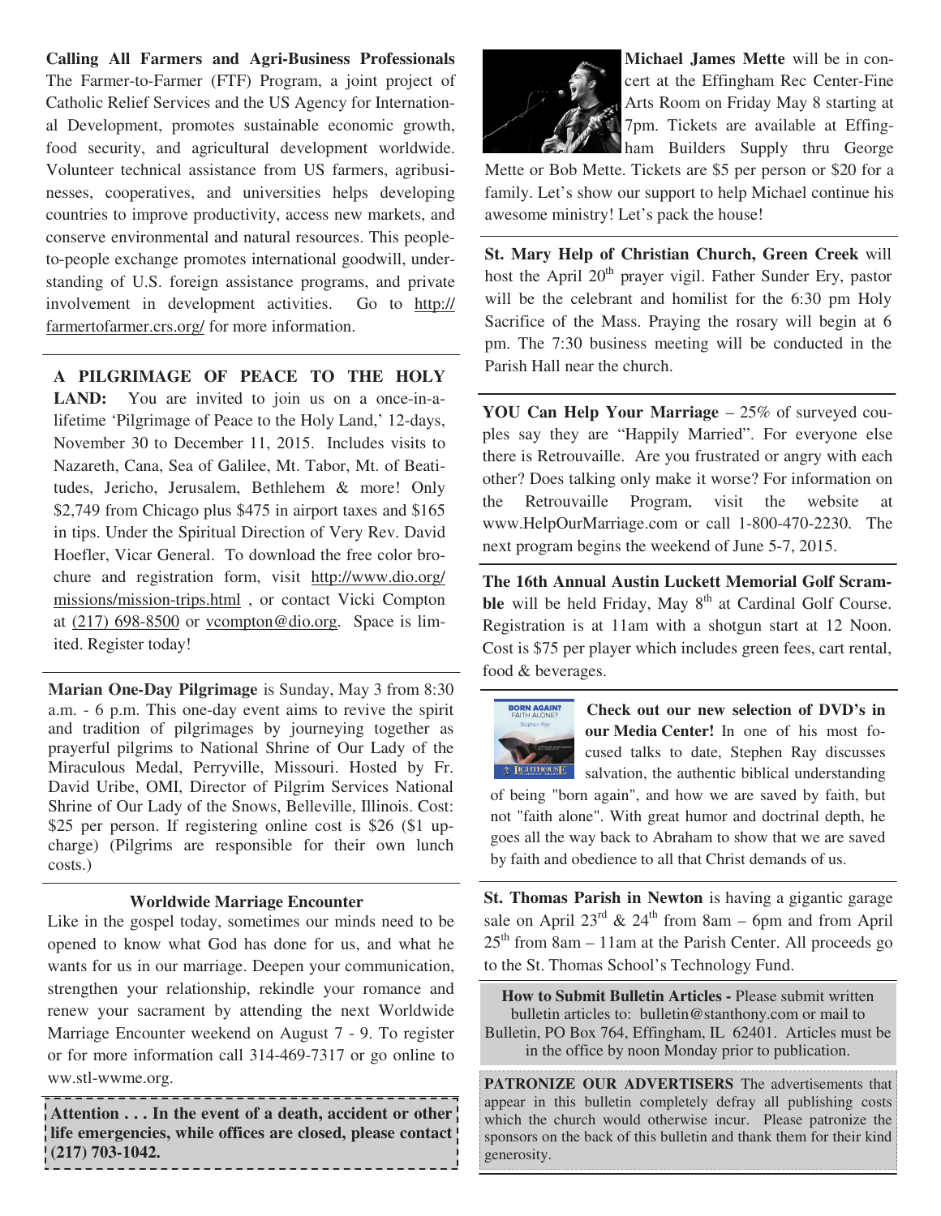**Calling All Farmers and Agri-Business Professionals** The Farmer-to-Farmer (FTF) Program, a joint project of Catholic Relief Services and the US Agency for International Development, promotes sustainable economic growth, food security, and agricultural development worldwide. Volunteer technical assistance from US farmers, agribusinesses, cooperatives, and universities helps developing countries to improve productivity, access new markets, and conserve environmental and natural resources. This people-to-people exchange promotes international goodwill, understanding of U.S. foreign assistance programs, and private involvement in development activities. Go to http://farmertofarmer.crs.org/ for more information.

---

**A PILGRIMAGE OF PEACE TO THE HOLY LAND:** You are invited to join us on a once-in-a-lifetime 'Pilgrimage of Peace to the Holy Land,' 12-days, November 30 to December 11, 2015. Includes visits to Nazareth, Cana, Sea of Galilee, Mt. Tabor, Mt. of Beatitudes, Jericho, Jerusalem, Bethlehem & more! Only $2,749 from Chicago plus $475 in airport taxes and $165 in tips. Under the Spiritual Direction of Very Rev. David Hoefler, Vicar General. To download the free color brochure and registration form, visit http://www.dio.org/missions/mission-trips.html , or contact Vicki Compton at (217) 698-8500 or vcompton@dio.org. Space is limited. Register today!

---

**Marian One-Day Pilgrimage** is Sunday, May 3 from 8:30 a.m. - 6 p.m. This one-day event aims to revive the spirit and tradition of pilgrimages by journeying together as prayerful pilgrims to National Shrine of Our Lady of the Miraculous Medal, Perryville, Missouri. Hosted by Fr. David Uribe, OMI, Director of Pilgrim Services National Shrine of Our Lady of the Snows, Belleville, Illinois. Cost: $25 per person. If registering online cost is $26 ($1 upcharge) (Pilgrims are responsible for their own lunch costs.)

---

**Worldwide Marriage Encounter**

Like in the gospel today, sometimes our minds need to be opened to know what God has done for us, and what he wants for us in our marriage. Deepen your communication, strengthen your relationship, rekindle your romance and renew your sacrament by attending the next Worldwide Marriage Encounter weekend on August 7 - 9. To register or for more information call 314-469-7317 or go online to ww.stl-wwme.org.

---

**Attention . . . In the event of a death, accident or other life emergencies, while offices are closed, please contact (217) 703-1042.**

---

**Michael James Mette** will be in concert at the Effingham Rec Center-Fine Arts Room on Friday May 8 starting at 7pm. Tickets are available at Effingham Builders Supply thru George Mette or Bob Mette. Tickets are $5 per person or $20 for a family. Let's show our support to help Michael continue his awesome ministry! Let's pack the house!

---

**St. Mary Help of Christian Church, Green Creek** will host the April 20th prayer vigil. Father Sunder Ery, pastor will be the celebrant and homilist for the 6:30 pm Holy Sacrifice of the Mass. Praying the rosary will begin at 6 pm. The 7:30 business meeting will be conducted in the Parish Hall near the church.

---

**YOU Can Help Your Marriage** – 25% of surveyed couples say they are "Happily Married". For everyone else there is Retrouvaille. Are you frustrated or angry with each other? Does talking only make it worse? For information on the Retrouvaille Program, visit the website at www.HelpOurMarriage.com or call 1-800-470-2230. The next program begins the weekend of June 5-7, 2015.

---

**The 16th Annual Austin Luckett Memorial Golf Scramble** will be held Friday, May 8th at Cardinal Golf Course. Registration is at 11am with a shotgun start at 12 Noon. Cost is $75 per player which includes green fees, cart rental, food & beverages.

---

**Check out our new selection of DVD's in our Media Center!** In one of his most focused talks to date, Stephen Ray discusses salvation, the authentic biblical understanding of being "born again", and how we are saved by faith, but not "faith alone". With great humor and doctrinal depth, he goes all the way back to Abraham to show that we are saved by faith and obedience to all that Christ demands of us.

---

**St. Thomas Parish in Newton** is having a gigantic garage sale on April 23rd & 24th from 8am – 6pm and from April 25th from 8am – 11am at the Parish Center. All proceeds go to the St. Thomas School's Technology Fund.

---

**How to Submit Bulletin Articles -** Please submit written bulletin articles to: bulletin@stanthony.com or mail to Bulletin, PO Box 764, Effingham, IL 62401. Articles must be in the office by noon Monday prior to publication.

---

**PATRONIZE OUR ADVERTISERS** The advertisements that appear in this bulletin completely defray all publishing costs which the church would otherwise incur. Please patronize the sponsors on the back of this bulletin and thank them for their kind generosity.